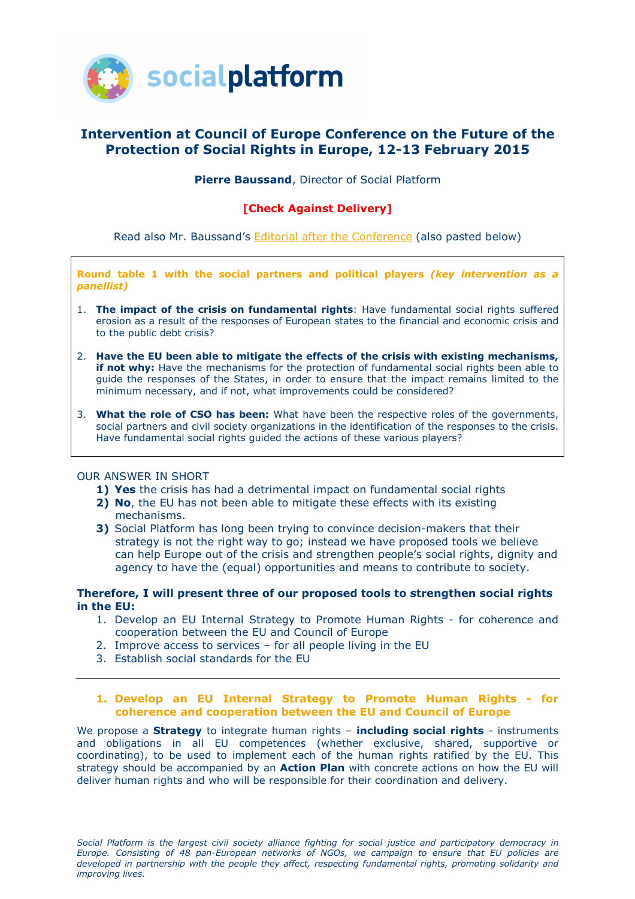socialplatform

# Intervention at Council of Europe Conference on the Future of the Protection of Social Rights in Europe, 12-13 February 2015

**Pierre Baussand**, Director of Social Platform

**[Check Against Delivery]**

Read also Mr. Baussand's Editorial after the Conference (also pasted below)

**Round table 1 with the social partners and political players *(key intervention as a panellist)***

1. **The impact of the crisis on fundamental rights**: Have fundamental social rights suffered erosion as a result of the responses of European states to the financial and economic crisis and to the public debt crisis?
2. **Have the EU been able to mitigate the effects of the crisis with existing mechanisms, if not why:** Have the mechanisms for the protection of fundamental social rights been able to guide the responses of the States, in order to ensure that the impact remains limited to the minimum necessary, and if not, what improvements could be considered?
3. **What the role of CSO has been:** What have been the respective roles of the governments, social partners and civil society organizations in the identification of the responses to the crisis. Have fundamental social rights guided the actions of these various players?

OUR ANSWER IN SHORT

1) **Yes** the crisis has had a detrimental impact on fundamental social rights
2) **No**, the EU has not been able to mitigate these effects with its existing mechanisms.
3) Social Platform has long been trying to convince decision-makers that their strategy is not the right way to go; instead we have proposed tools we believe can help Europe out of the crisis and strengthen people's social rights, dignity and agency to have the (equal) opportunities and means to contribute to society.

**Therefore, I will present three of our proposed tools to strengthen social rights in the EU:**

1. Develop an EU Internal Strategy to Promote Human Rights - for coherence and cooperation between the EU and Council of Europe
2. Improve access to services – for all people living in the EU
3. Establish social standards for the EU

---

## 1. Develop an EU Internal Strategy to Promote Human Rights - for coherence and cooperation between the EU and Council of Europe

We propose a **Strategy** to integrate human rights – **including social rights** - instruments and obligations in all EU competences (whether exclusive, shared, supportive or coordinating), to be used to implement each of the human rights ratified by the EU. This strategy should be accompanied by an **Action Plan** with concrete actions on how the EU will deliver human rights and who will be responsible for their coordination and delivery.

*Social Platform is the largest civil society alliance fighting for social justice and participatory democracy in Europe. Consisting of 48 pan-European networks of NGOs, we campaign to ensure that EU policies are developed in partnership with the people they affect, respecting fundamental rights, promoting solidarity and improving lives.*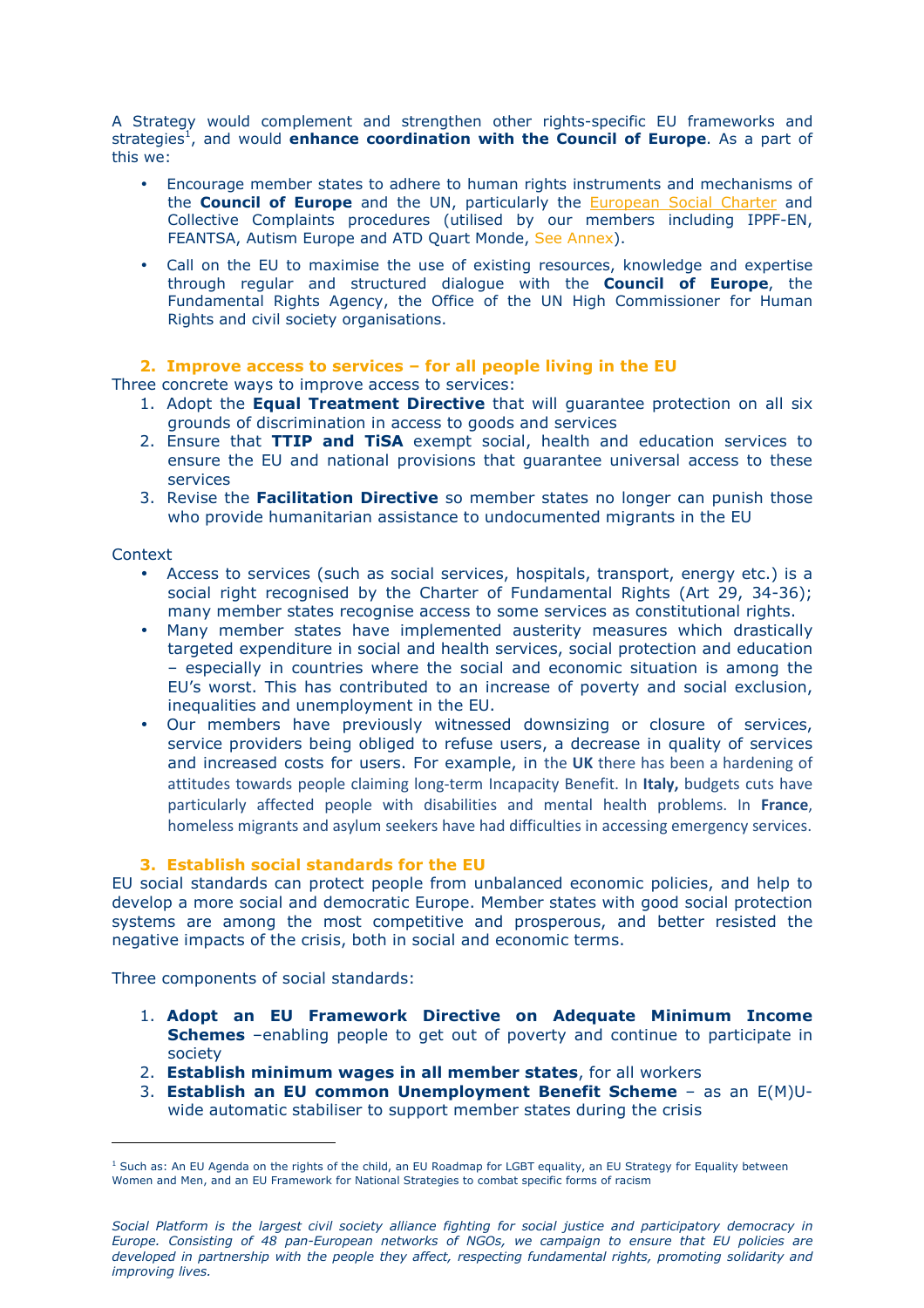A Strategy would complement and strengthen other rights-specific EU frameworks and strategies[1], and would **enhance coordination with the Council of Europe**. As a part of this we:

- Encourage member states to adhere to human rights instruments and mechanisms of the **Council of Europe** and the UN, particularly the European Social Charter and Collective Complaints procedures (utilised by our members including IPPF-EN, FEANTSA, Autism Europe and ATD Quart Monde, See Annex).
- Call on the EU to maximise the use of existing resources, knowledge and expertise through regular and structured dialogue with the **Council of Europe**, the Fundamental Rights Agency, the Office of the UN High Commissioner for Human Rights and civil society organisations.

### 2. Improve access to services – for all people living in the EU

Three concrete ways to improve access to services:

1. Adopt the **Equal Treatment Directive** that will guarantee protection on all six grounds of discrimination in access to goods and services
2. Ensure that **TTIP and TiSA** exempt social, health and education services to ensure the EU and national provisions that guarantee universal access to these services
3. Revise the **Facilitation Directive** so member states no longer can punish those who provide humanitarian assistance to undocumented migrants in the EU

Context

- Access to services (such as social services, hospitals, transport, energy etc.) is a social right recognised by the Charter of Fundamental Rights (Art 29, 34-36); many member states recognise access to some services as constitutional rights.
- Many member states have implemented austerity measures which drastically targeted expenditure in social and health services, social protection and education – especially in countries where the social and economic situation is among the EU's worst. This has contributed to an increase of poverty and social exclusion, inequalities and unemployment in the EU.
- Our members have previously witnessed downsizing or closure of services, service providers being obliged to refuse users, a decrease in quality of services and increased costs for users. For example, in the **UK** there has been a hardening of attitudes towards people claiming long-term Incapacity Benefit. In **Italy,** budgets cuts have particularly affected people with disabilities and mental health problems. In **France**, homeless migrants and asylum seekers have had difficulties in accessing emergency services.

### 3. Establish social standards for the EU

EU social standards can protect people from unbalanced economic policies, and help to develop a more social and democratic Europe. Member states with good social protection systems are among the most competitive and prosperous, and better resisted the negative impacts of the crisis, both in social and economic terms.

Three components of social standards:

1. **Adopt an EU Framework Directive on Adequate Minimum Income Schemes** –enabling people to get out of poverty and continue to participate in society
2. **Establish minimum wages in all member states**, for all workers
3. **Establish an EU common Unemployment Benefit Scheme** – as an E(M)U-wide automatic stabiliser to support member states during the crisis

[1] Such as: An EU Agenda on the rights of the child, an EU Roadmap for LGBT equality, an EU Strategy for Equality between Women and Men, and an EU Framework for National Strategies to combat specific forms of racism

*Social Platform is the largest civil society alliance fighting for social justice and participatory democracy in Europe. Consisting of 48 pan-European networks of NGOs, we campaign to ensure that EU policies are developed in partnership with the people they affect, respecting fundamental rights, promoting solidarity and improving lives.*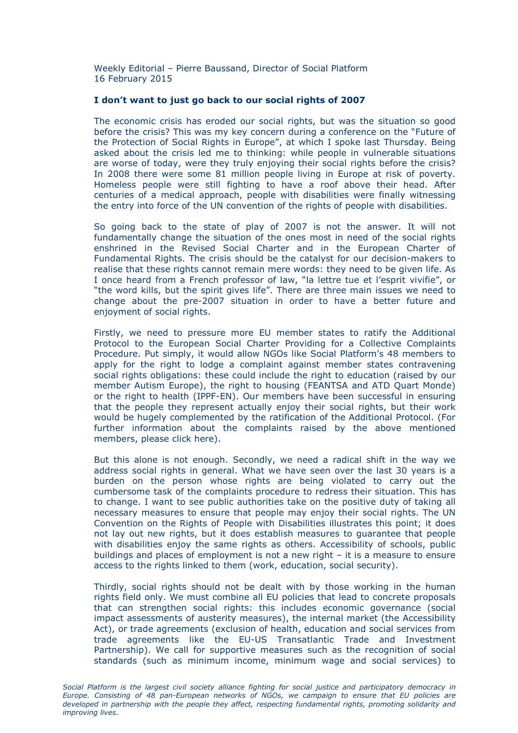Weekly Editorial – Pierre Baussand, Director of Social Platform
16 February 2015

**I don't want to just go back to our social rights of 2007**

The economic crisis has eroded our social rights, but was the situation so good before the crisis? This was my key concern during a conference on the "Future of the Protection of Social Rights in Europe", at which I spoke last Thursday. Being asked about the crisis led me to thinking: while people in vulnerable situations are worse of today, were they truly enjoying their social rights before the crisis? In 2008 there were some 81 million people living in Europe at risk of poverty. Homeless people were still fighting to have a roof above their head. After centuries of a medical approach, people with disabilities were finally witnessing the entry into force of the UN convention of the rights of people with disabilities.

So going back to the state of play of 2007 is not the answer. It will not fundamentally change the situation of the ones most in need of the social rights enshrined in the Revised Social Charter and in the European Charter of Fundamental Rights. The crisis should be the catalyst for our decision-makers to realise that these rights cannot remain mere words: they need to be given life. As I once heard from a French professor of law, "la lettre tue et l'esprit vivifie", or "the word kills, but the spirit gives life". There are three main issues we need to change about the pre-2007 situation in order to have a better future and enjoyment of social rights.

Firstly, we need to pressure more EU member states to ratify the Additional Protocol to the European Social Charter Providing for a Collective Complaints Procedure. Put simply, it would allow NGOs like Social Platform's 48 members to apply for the right to lodge a complaint against member states contravening social rights obligations: these could include the right to education (raised by our member Autism Europe), the right to housing (FEANTSA and ATD Quart Monde) or the right to health (IPPF-EN). Our members have been successful in ensuring that the people they represent actually enjoy their social rights, but their work would be hugely complemented by the ratification of the Additional Protocol. (For further information about the complaints raised by the above mentioned members, please click here).

But this alone is not enough. Secondly, we need a radical shift in the way we address social rights in general. What we have seen over the last 30 years is a burden on the person whose rights are being violated to carry out the cumbersome task of the complaints procedure to redress their situation. This has to change. I want to see public authorities take on the positive duty of taking all necessary measures to ensure that people may enjoy their social rights. The UN Convention on the Rights of People with Disabilities illustrates this point; it does not lay out new rights, but it does establish measures to guarantee that people with disabilities enjoy the same rights as others. Accessibility of schools, public buildings and places of employment is not a new right – it is a measure to ensure access to the rights linked to them (work, education, social security).

Thirdly, social rights should not be dealt with by those working in the human rights field only. We must combine all EU policies that lead to concrete proposals that can strengthen social rights: this includes economic governance (social impact assessments of austerity measures), the internal market (the Accessibility Act), or trade agreements (exclusion of health, education and social services from trade agreements like the EU-US Transatlantic Trade and Investment Partnership). We call for supportive measures such as the recognition of social standards (such as minimum income, minimum wage and social services) to

*Social Platform is the largest civil society alliance fighting for social justice and participatory democracy in Europe. Consisting of 48 pan-European networks of NGOs, we campaign to ensure that EU policies are developed in partnership with the people they affect, respecting fundamental rights, promoting solidarity and improving lives.*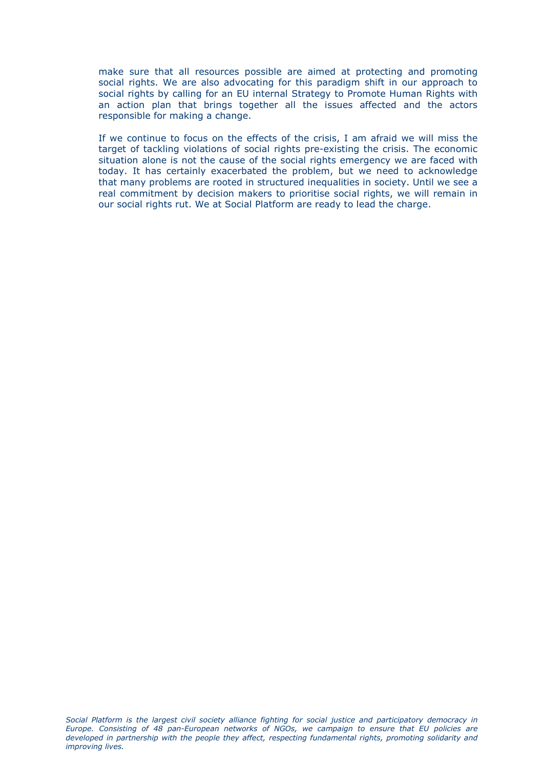make sure that all resources possible are aimed at protecting and promoting social rights. We are also advocating for this paradigm shift in our approach to social rights by calling for an EU internal Strategy to Promote Human Rights with an action plan that brings together all the issues affected and the actors responsible for making a change.

If we continue to focus on the effects of the crisis, I am afraid we will miss the target of tackling violations of social rights pre-existing the crisis. The economic situation alone is not the cause of the social rights emergency we are faced with today. It has certainly exacerbated the problem, but we need to acknowledge that many problems are rooted in structured inequalities in society. Until we see a real commitment by decision makers to prioritise social rights, we will remain in our social rights rut. We at Social Platform are ready to lead the charge.

*Social Platform is the largest civil society alliance fighting for social justice and participatory democracy in Europe. Consisting of 48 pan-European networks of NGOs, we campaign to ensure that EU policies are developed in partnership with the people they affect, respecting fundamental rights, promoting solidarity and improving lives.*